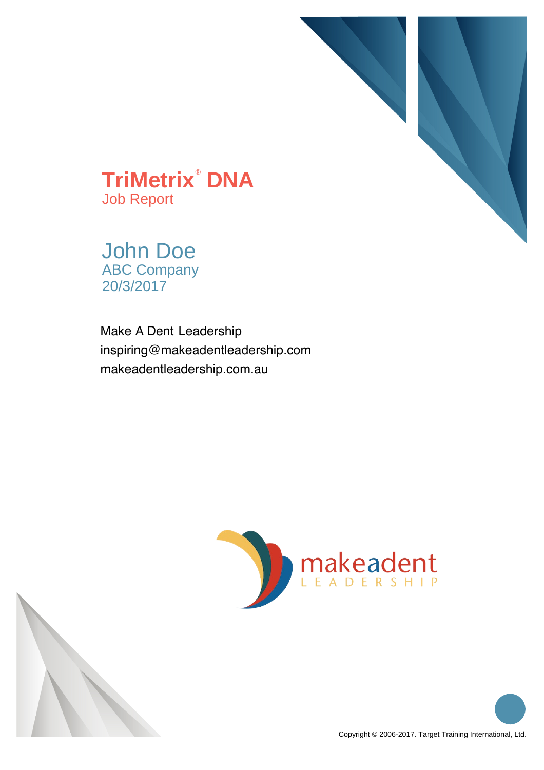# TriMetrix® DNA

## Job Report

John Doe
ABC Company
20/3/2017

Make A Dent Leadership
inspiring@makeadentleadership.com
makeadentleadership.com.au

makeadent
LEADERSHIP

Copyright © 2006-2017. Target Training International, Ltd.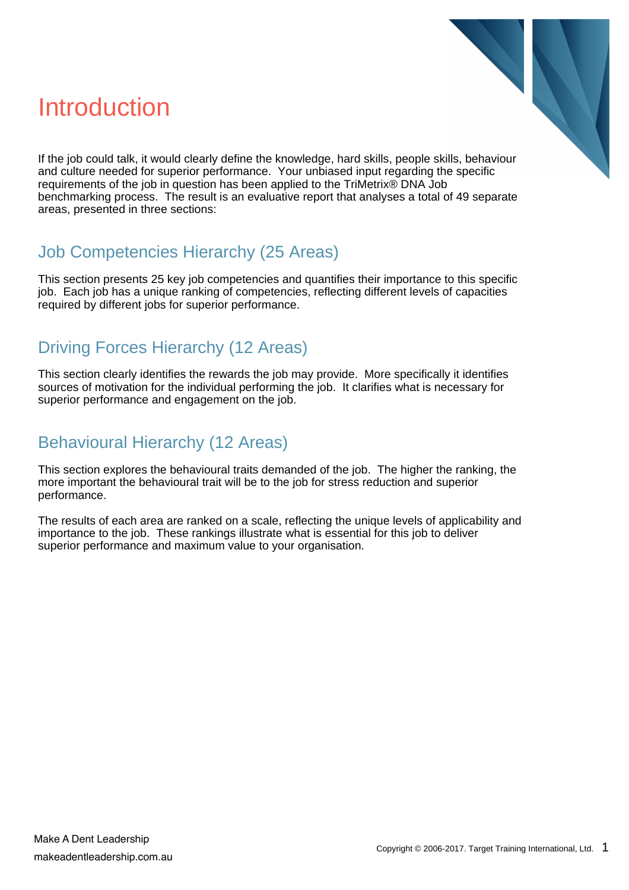# Introduction

If the job could talk, it would clearly define the knowledge, hard skills, people skills, behaviour and culture needed for superior performance. Your unbiased input regarding the specific requirements of the job in question has been applied to the TriMetrix® DNA Job benchmarking process. The result is an evaluative report that analyses a total of 49 separate areas, presented in three sections:

## Job Competencies Hierarchy (25 Areas)

This section presents 25 key job competencies and quantifies their importance to this specific job. Each job has a unique ranking of competencies, reflecting different levels of capacities required by different jobs for superior performance.

## Driving Forces Hierarchy (12 Areas)

This section clearly identifies the rewards the job may provide. More specifically it identifies sources of motivation for the individual performing the job. It clarifies what is necessary for superior performance and engagement on the job.

## Behavioural Hierarchy (12 Areas)

This section explores the behavioural traits demanded of the job. The higher the ranking, the more important the behavioural trait will be to the job for stress reduction and superior performance.

The results of each area are ranked on a scale, reflecting the unique levels of applicability and importance to the job. These rankings illustrate what is essential for this job to deliver superior performance and maximum value to your organisation.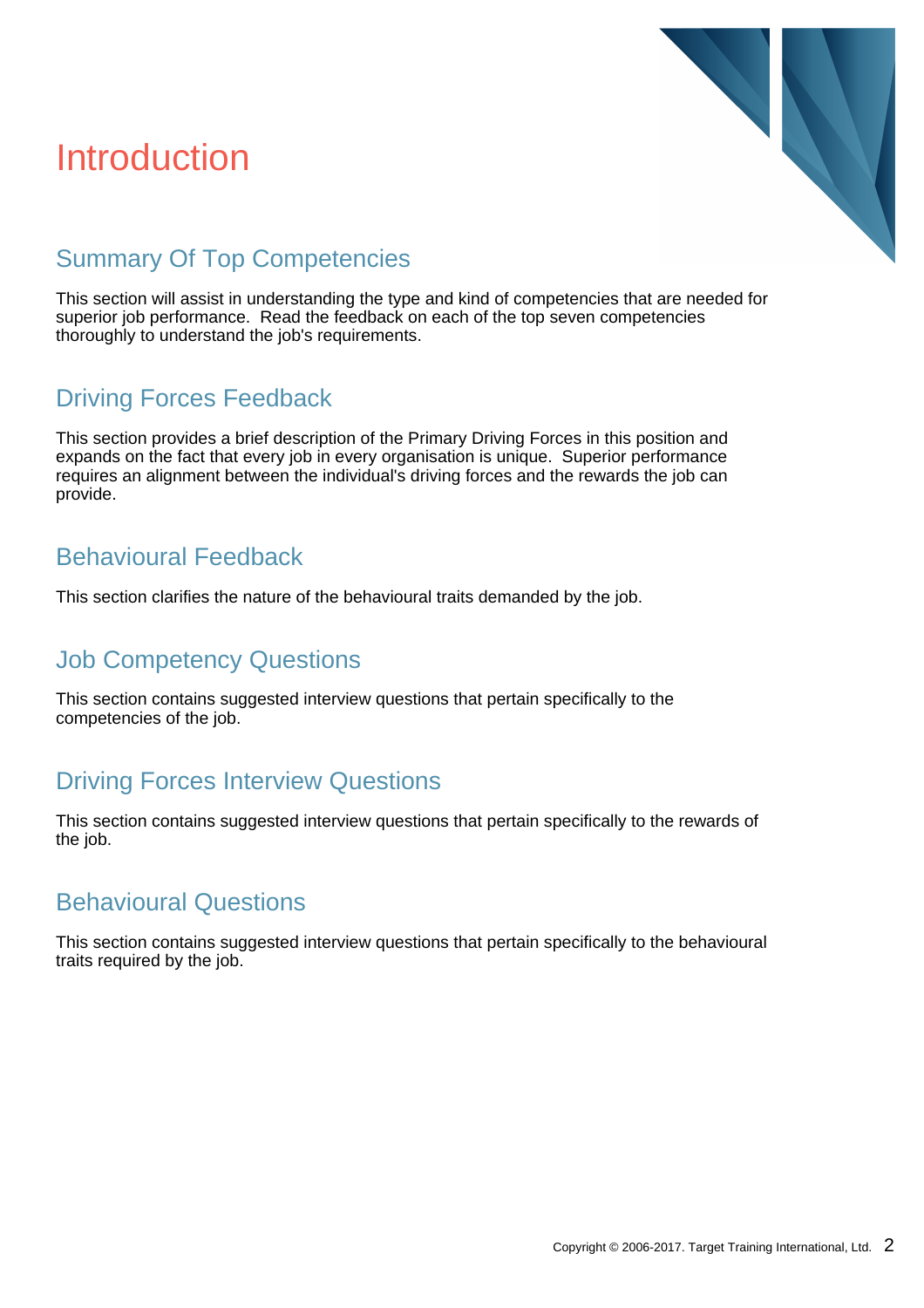# Introduction

## Summary Of Top Competencies

This section will assist in understanding the type and kind of competencies that are needed for superior job performance.  Read the feedback on each of the top seven competencies thoroughly to understand the job's requirements.

## Driving Forces Feedback

This section provides a brief description of the Primary Driving Forces in this position and expands on the fact that every job in every organisation is unique.  Superior performance requires an alignment between the individual's driving forces and the rewards the job can provide.

## Behavioural Feedback

This section clarifies the nature of the behavioural traits demanded by the job.

## Job Competency Questions

This section contains suggested interview questions that pertain specifically to the competencies of the job.

## Driving Forces Interview Questions

This section contains suggested interview questions that pertain specifically to the rewards of the job.

## Behavioural Questions

This section contains suggested interview questions that pertain specifically to the behavioural traits required by the job.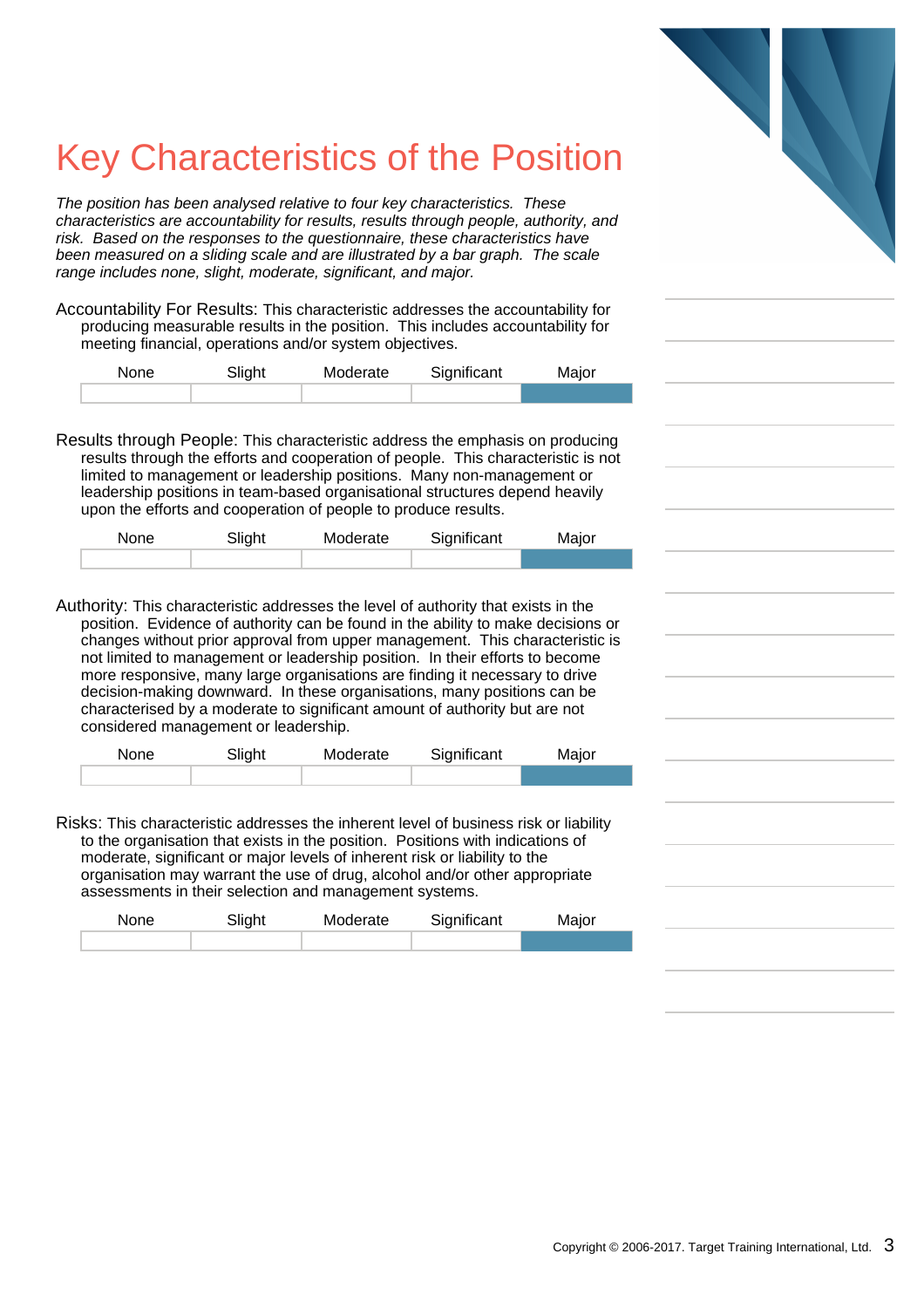# Key Characteristics of the Position

*The position has been analysed relative to four key characteristics. These characteristics are accountability for results, results through people, authority, and risk. Based on the responses to the questionnaire, these characteristics have been measured on a sliding scale and are illustrated by a bar graph. The scale range includes none, slight, moderate, significant, and major.*

Accountability For Results: This characteristic addresses the accountability for producing measurable results in the position. This includes accountability for meeting financial, operations and/or system objectives.

| None | Slight | Moderate | Significant | Major |
|---|---|---|---|---|
| | | | | ■ |

Results through People: This characteristic address the emphasis on producing results through the efforts and cooperation of people. This characteristic is not limited to management or leadership positions. Many non-management or leadership positions in team-based organisational structures depend heavily upon the efforts and cooperation of people to produce results.

| None | Slight | Moderate | Significant | Major |
|---|---|---|---|---|
| | | | | ■ |

Authority: This characteristic addresses the level of authority that exists in the position. Evidence of authority can be found in the ability to make decisions or changes without prior approval from upper management. This characteristic is not limited to management or leadership position. In their efforts to become more responsive, many large organisations are finding it necessary to drive decision-making downward. In these organisations, many positions can be characterised by a moderate to significant amount of authority but are not considered management or leadership.

| None | Slight | Moderate | Significant | Major |
|---|---|---|---|---|
| | | | | ■ |

Risks: This characteristic addresses the inherent level of business risk or liability to the organisation that exists in the position. Positions with indications of moderate, significant or major levels of inherent risk or liability to the organisation may warrant the use of drug, alcohol and/or other appropriate assessments in their selection and management systems.

| None | Slight | Moderate | Significant | Major |
|---|---|---|---|---|
| | | | | ■ |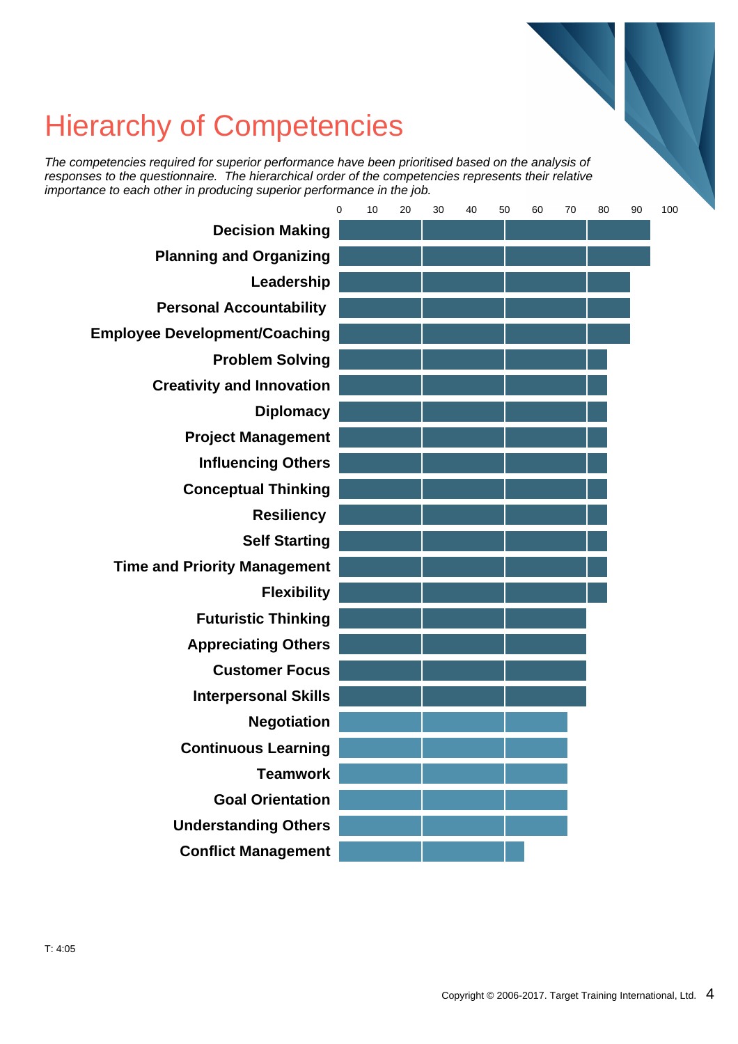# Hierarchy of Competencies

*The competencies required for superior performance have been prioritised based on the analysis of responses to the questionnaire. The hierarchical order of the competencies represents their relative importance to each other in producing superior performance in the job.*

| Competency | Score (0–100) |
|---|---|
| Decision Making | 94 |
| Planning and Organizing | 94 |
| Leadership | 88 |
| Personal Accountability | 88 |
| Employee Development/Coaching | 88 |
| Problem Solving | 81 |
| Creativity and Innovation | 81 |
| Diplomacy | 81 |
| Project Management | 81 |
| Influencing Others | 81 |
| Conceptual Thinking | 81 |
| Resiliency | 81 |
| Self Starting | 81 |
| Time and Priority Management | 81 |
| Flexibility | 81 |
| Futuristic Thinking | 75 |
| Appreciating Others | 75 |
| Customer Focus | 75 |
| Interpersonal Skills | 75 |
| Negotiation | 69 |
| Continuous Learning | 69 |
| Teamwork | 69 |
| Goal Orientation | 69 |
| Understanding Others | 69 |
| Conflict Management | 56 |

T: 4:05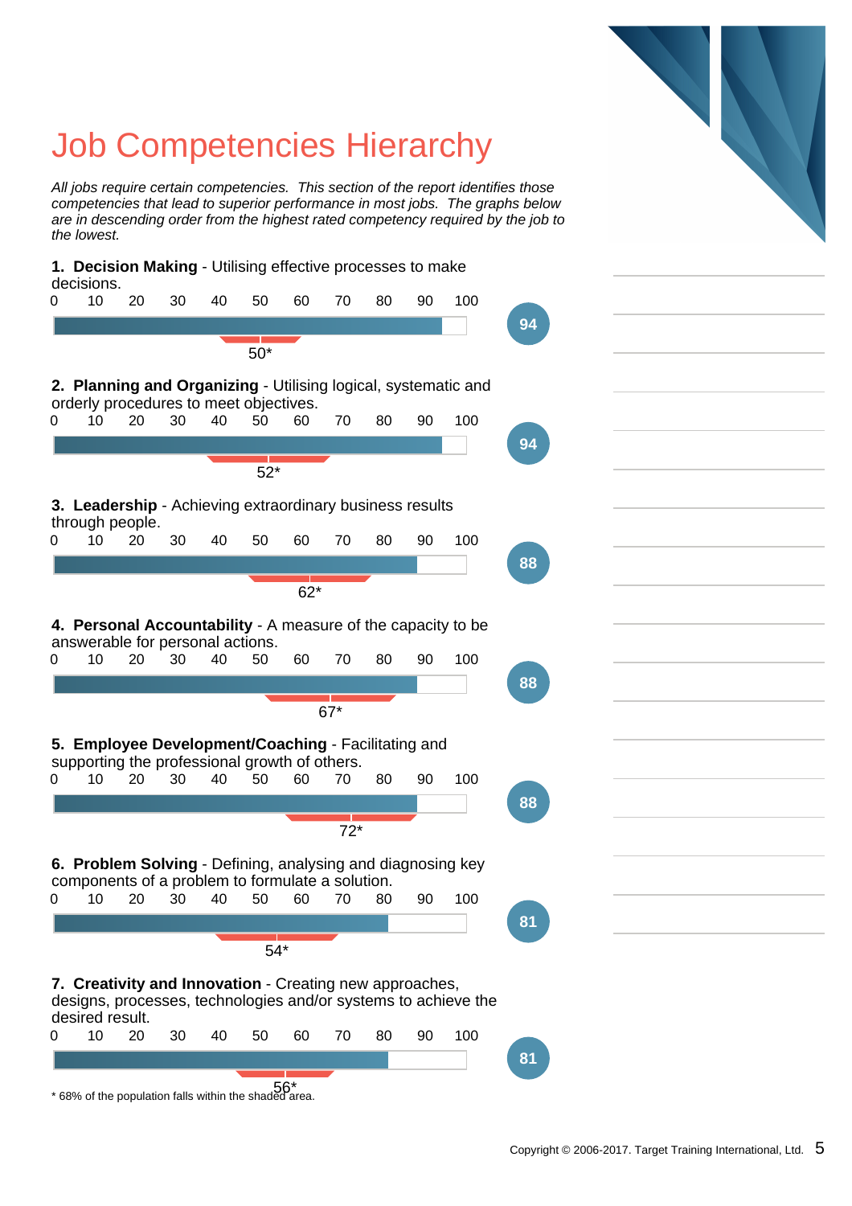# Job Competencies Hierarchy

*All jobs require certain competencies. This section of the report identifies those competencies that lead to superior performance in most jobs. The graphs below are in descending order from the highest rated competency required by the job to the lowest.*

**1. Decision Making** - Utilising effective processes to make decisions.

0 10 20 30 40 50 60 70 80 90 100

Score: 94 — 50*

**2. Planning and Organizing** - Utilising logical, systematic and orderly procedures to meet objectives.

0 10 20 30 40 50 60 70 80 90 100

Score: 94 — 52*

**3. Leadership** - Achieving extraordinary business results through people.

0 10 20 30 40 50 60 70 80 90 100

Score: 88 — 62*

**4. Personal Accountability** - A measure of the capacity to be answerable for personal actions.

0 10 20 30 40 50 60 70 80 90 100

Score: 88 — 67*

**5. Employee Development/Coaching** - Facilitating and supporting the professional growth of others.

0 10 20 30 40 50 60 70 80 90 100

Score: 88 — 72*

**6. Problem Solving** - Defining, analysing and diagnosing key components of a problem to formulate a solution.

0 10 20 30 40 50 60 70 80 90 100

Score: 81 — 54*

**7. Creativity and Innovation** - Creating new approaches, designs, processes, technologies and/or systems to achieve the desired result.

0 10 20 30 40 50 60 70 80 90 100

Score: 81 — 56*

* 68% of the population falls within the shaded area.

Copyright © 2006-2017. Target Training International, Ltd.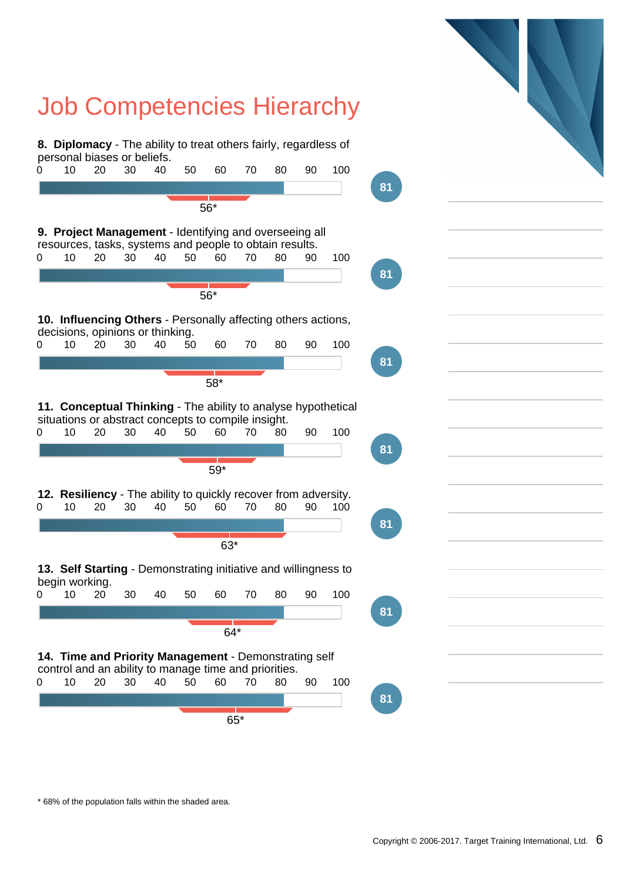# Job Competencies Hierarchy

**8. Diplomacy** - The ability to treat others fairly, regardless of personal biases or beliefs.

0 10 20 30 40 50 60 70 80 90 100

56*

81

**9. Project Management** - Identifying and overseeing all resources, tasks, systems and people to obtain results.

0 10 20 30 40 50 60 70 80 90 100

56*

81

**10. Influencing Others** - Personally affecting others actions, decisions, opinions or thinking.

0 10 20 30 40 50 60 70 80 90 100

58*

81

**11. Conceptual Thinking** - The ability to analyse hypothetical situations or abstract concepts to compile insight.

0 10 20 30 40 50 60 70 80 90 100

59*

81

**12. Resiliency** - The ability to quickly recover from adversity.

0 10 20 30 40 50 60 70 80 90 100

63*

81

**13. Self Starting** - Demonstrating initiative and willingness to begin working.

0 10 20 30 40 50 60 70 80 90 100

64*

81

**14. Time and Priority Management** - Demonstrating self control and an ability to manage time and priorities.

0 10 20 30 40 50 60 70 80 90 100

65*

81

* 68% of the population falls within the shaded area.

Copyright © 2006-2017. Target Training International, Ltd.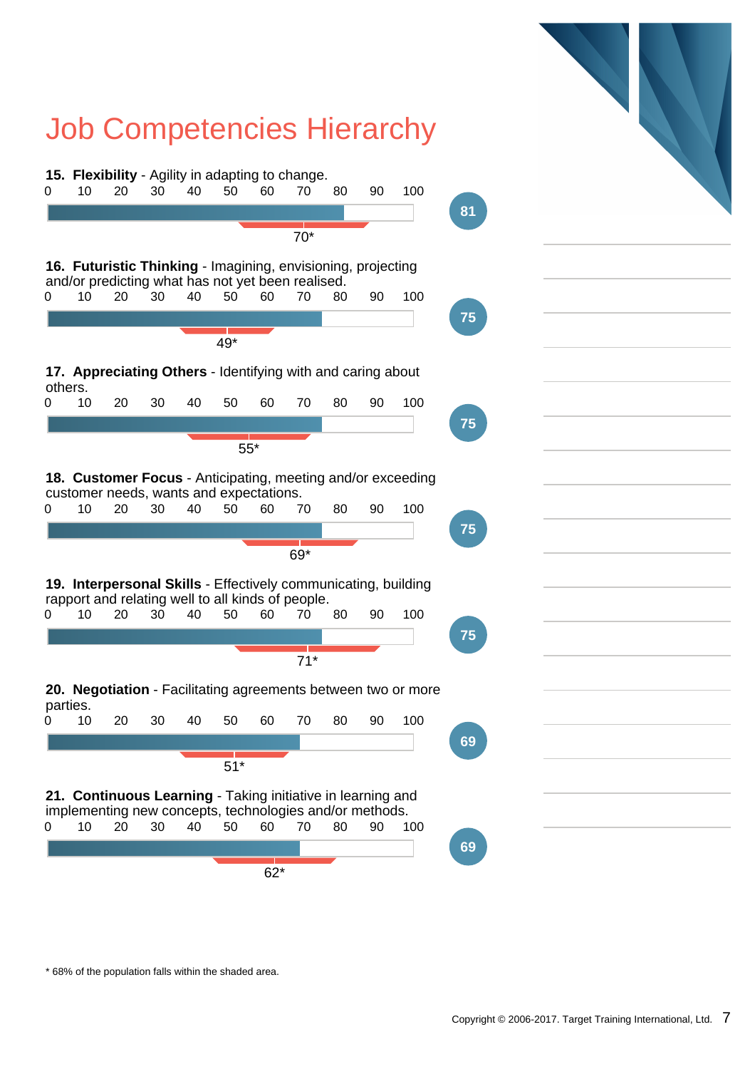# Job Competencies Hierarchy

**15. Flexibility** - Agility in adapting to change.

Score: 81 — Population mean: 70*

**16. Futuristic Thinking** - Imagining, envisioning, projecting and/or predicting what has not yet been realised.

Score: 75 — Population mean: 49*

**17. Appreciating Others** - Identifying with and caring about others.

Score: 75 — Population mean: 55*

**18. Customer Focus** - Anticipating, meeting and/or exceeding customer needs, wants and expectations.

Score: 75 — Population mean: 69*

**19. Interpersonal Skills** - Effectively communicating, building rapport and relating well to all kinds of people.

Score: 75 — Population mean: 71*

**20. Negotiation** - Facilitating agreements between two or more parties.

Score: 69 — Population mean: 51*

**21. Continuous Learning** - Taking initiative in learning and implementing new concepts, technologies and/or methods.

Score: 69 — Population mean: 62*

* 68% of the population falls within the shaded area.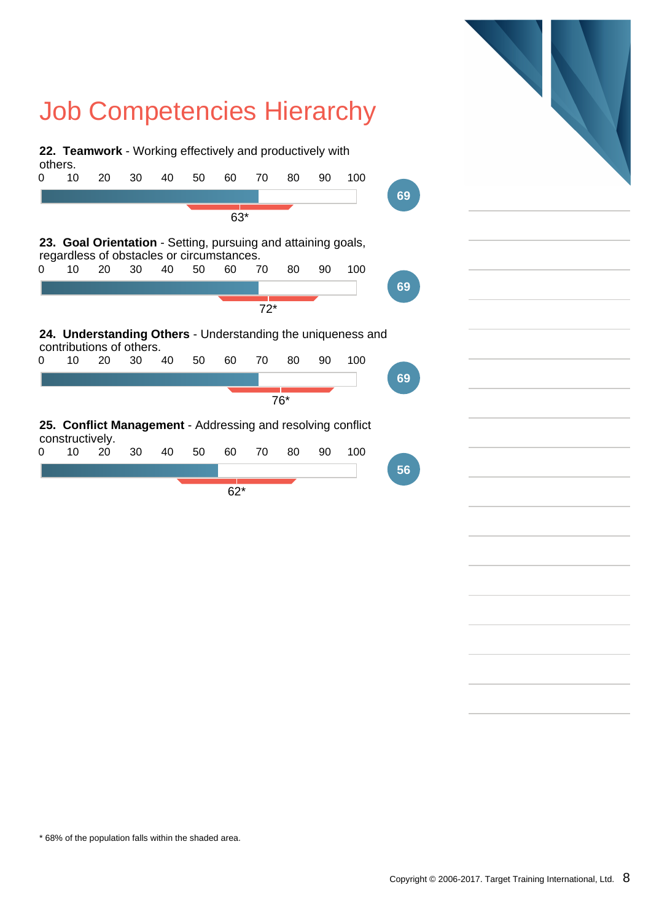# Job Competencies Hierarchy

**22. Teamwork** - Working effectively and productively with others.

0 10 20 30 40 50 60 70 80 90 100

**69**

63*

**23. Goal Orientation** - Setting, pursuing and attaining goals, regardless of obstacles or circumstances.

0 10 20 30 40 50 60 70 80 90 100

**69**

72*

**24. Understanding Others** - Understanding the uniqueness and contributions of others.

0 10 20 30 40 50 60 70 80 90 100

**69**

76*

**25. Conflict Management** - Addressing and resolving conflict constructively.

0 10 20 30 40 50 60 70 80 90 100

**56**

62*

* 68% of the population falls within the shaded area.

Copyright © 2006-2017. Target Training International, Ltd.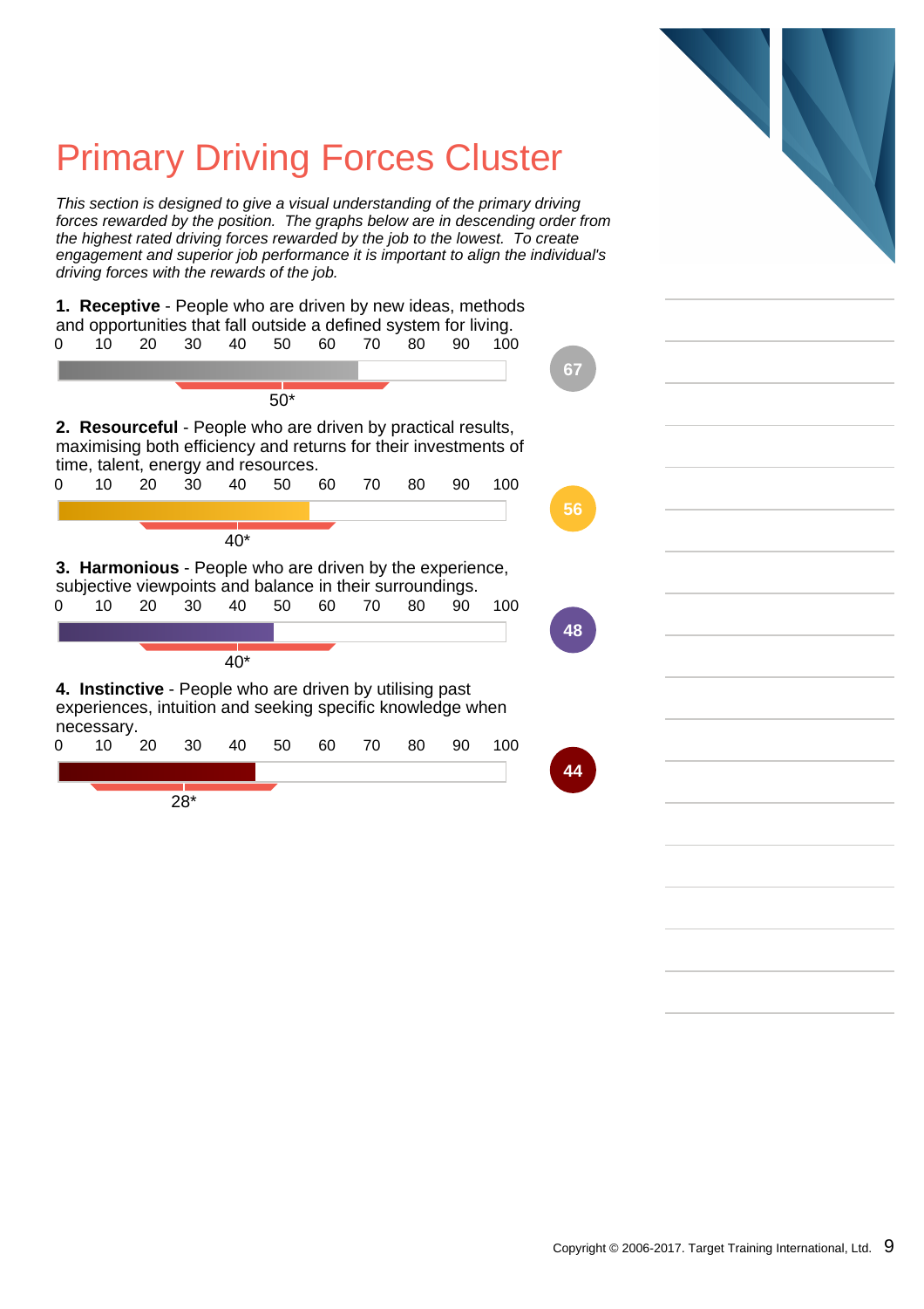# Primary Driving Forces Cluster

*This section is designed to give a visual understanding of the primary driving forces rewarded by the position. The graphs below are in descending order from the highest rated driving forces rewarded by the job to the lowest. To create engagement and superior job performance it is important to align the individual's driving forces with the rewards of the job.*

**1. Receptive** - People who are driven by new ideas, methods and opportunities that fall outside a defined system for living.

0 10 20 30 40 50 60 70 80 90 100

67

50*

**2. Resourceful** - People who are driven by practical results, maximising both efficiency and returns for their investments of time, talent, energy and resources.

0 10 20 30 40 50 60 70 80 90 100

56

40*

**3. Harmonious** - People who are driven by the experience, subjective viewpoints and balance in their surroundings.

0 10 20 30 40 50 60 70 80 90 100

48

40*

**4. Instinctive** - People who are driven by utilising past experiences, intuition and seeking specific knowledge when necessary.

0 10 20 30 40 50 60 70 80 90 100

44

28*

Copyright © 2006-2017. Target Training International, Ltd.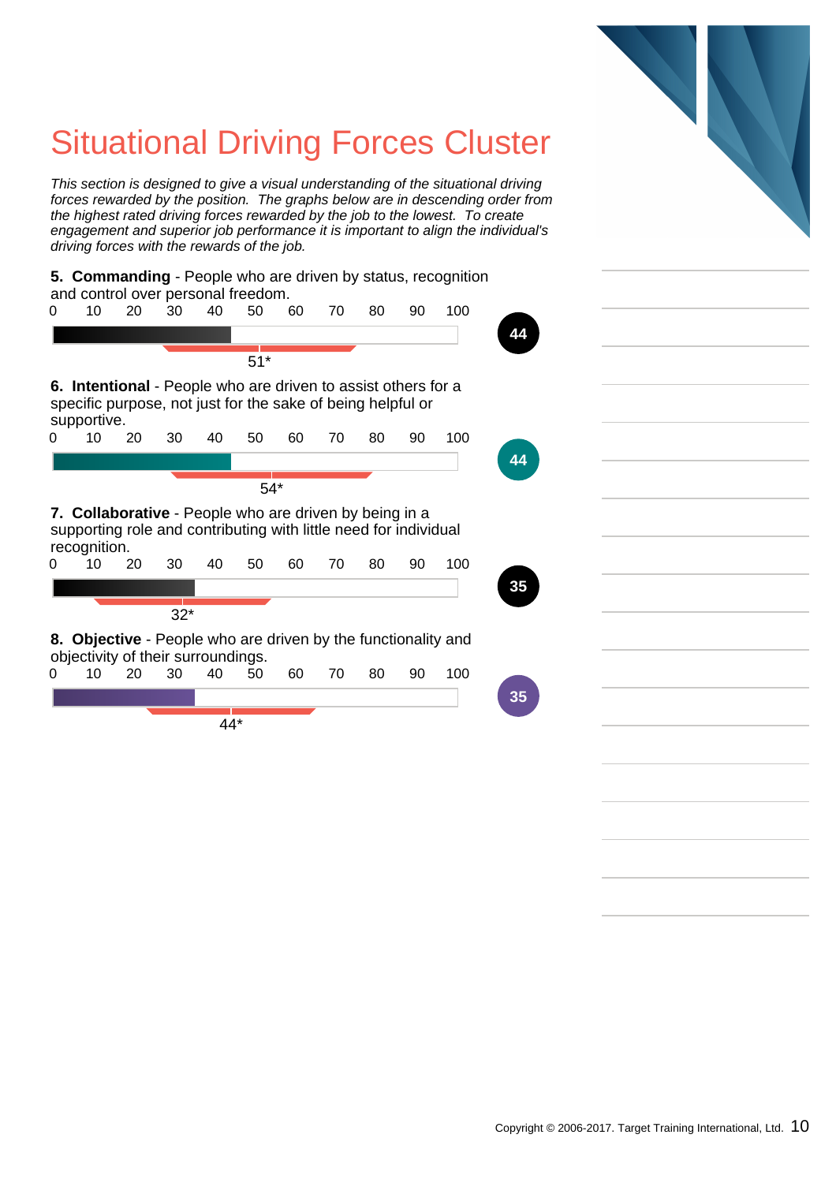# Situational Driving Forces Cluster

*This section is designed to give a visual understanding of the situational driving forces rewarded by the position. The graphs below are in descending order from the highest rated driving forces rewarded by the job to the lowest. To create engagement and superior job performance it is important to align the individual's driving forces with the rewards of the job.*

**5. Commanding** - People who are driven by status, recognition and control over personal freedom.

0 10 20 30 40 50 60 70 80 90 100

44

51*

**6. Intentional** - People who are driven to assist others for a specific purpose, not just for the sake of being helpful or supportive.

0 10 20 30 40 50 60 70 80 90 100

44

54*

**7. Collaborative** - People who are driven by being in a supporting role and contributing with little need for individual recognition.

0 10 20 30 40 50 60 70 80 90 100

35

32*

**8. Objective** - People who are driven by the functionality and objectivity of their surroundings.

0 10 20 30 40 50 60 70 80 90 100

35

44*

Copyright © 2006-2017. Target Training International, Ltd.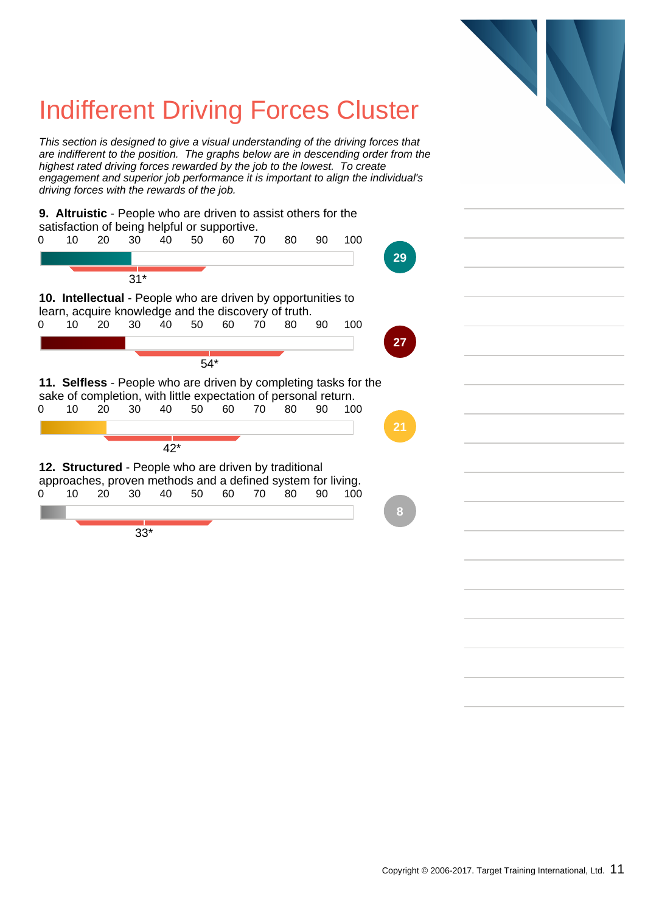# Indifferent Driving Forces Cluster

*This section is designed to give a visual understanding of the driving forces that are indifferent to the position. The graphs below are in descending order from the highest rated driving forces rewarded by the job to the lowest. To create engagement and superior job performance it is important to align the individual's driving forces with the rewards of the job.*

**9. Altruistic** - People who are driven to assist others for the satisfaction of being helpful or supportive.

0 10 20 30 40 50 60 70 80 90 100

**29**

31*

**10. Intellectual** - People who are driven by opportunities to learn, acquire knowledge and the discovery of truth.

0 10 20 30 40 50 60 70 80 90 100

**27**

54*

**11. Selfless** - People who are driven by completing tasks for the sake of completion, with little expectation of personal return.

0 10 20 30 40 50 60 70 80 90 100

**21**

42*

**12. Structured** - People who are driven by traditional approaches, proven methods and a defined system for living.

0 10 20 30 40 50 60 70 80 90 100

**8**

33*

Copyright © 2006-2017. Target Training International, Ltd.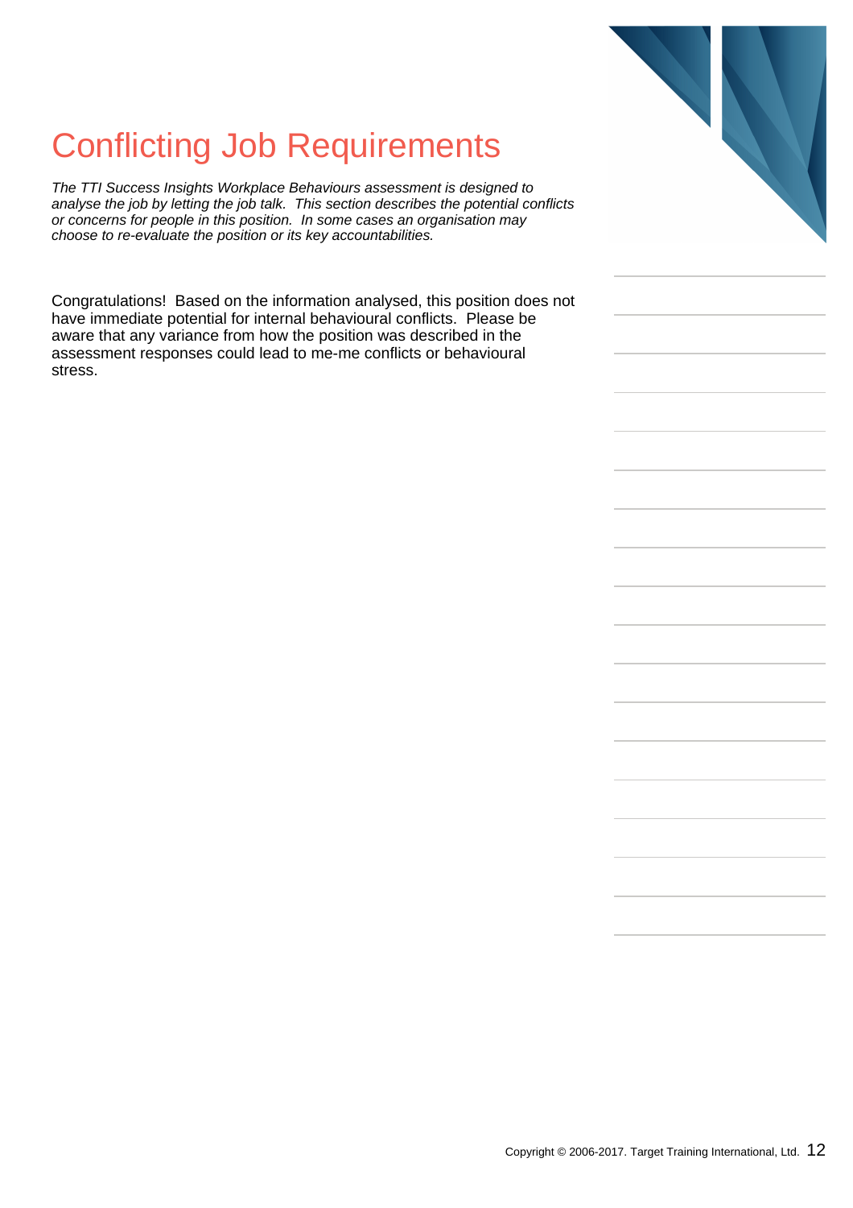# Conflicting Job Requirements

*The TTI Success Insights Workplace Behaviours assessment is designed to analyse the job by letting the job talk. This section describes the potential conflicts or concerns for people in this position. In some cases an organisation may choose to re-evaluate the position or its key accountabilities.*

Congratulations! Based on the information analysed, this position does not have immediate potential for internal behavioural conflicts. Please be aware that any variance from how the position was described in the assessment responses could lead to me-me conflicts or behavioural stress.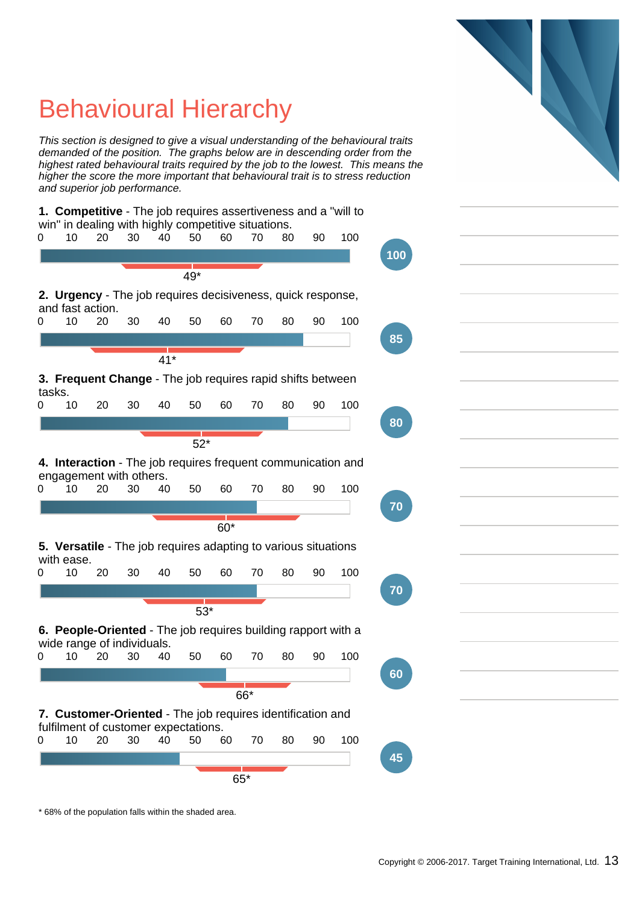# Behavioural Hierarchy

*This section is designed to give a visual understanding of the behavioural traits demanded of the position. The graphs below are in descending order from the highest rated behavioural traits required by the job to the lowest. This means the higher the score the more important that behavioural trait is to stress reduction and superior job performance.*

**1. Competitive** - The job requires assertiveness and a "will to win" in dealing with highly competitive situations.

0 10 20 30 40 50 60 70 80 90 100

49*

**100**

**2. Urgency** - The job requires decisiveness, quick response, and fast action.

0 10 20 30 40 50 60 70 80 90 100

41*

**85**

**3. Frequent Change** - The job requires rapid shifts between tasks.

0 10 20 30 40 50 60 70 80 90 100

52*

**80**

**4. Interaction** - The job requires frequent communication and engagement with others.

0 10 20 30 40 50 60 70 80 90 100

60*

**70**

**5. Versatile** - The job requires adapting to various situations with ease.

0 10 20 30 40 50 60 70 80 90 100

53*

**70**

**6. People-Oriented** - The job requires building rapport with a wide range of individuals.

0 10 20 30 40 50 60 70 80 90 100

66*

**60**

**7. Customer-Oriented** - The job requires identification and fulfilment of customer expectations.

0 10 20 30 40 50 60 70 80 90 100

65*

**45**

* 68% of the population falls within the shaded area.

Copyright © 2006-2017. Target Training International, Ltd.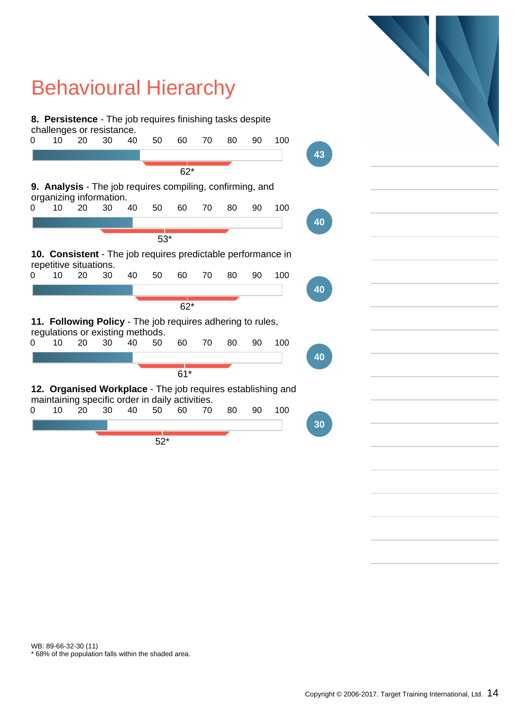# Behavioural Hierarchy

**8. Persistence** - The job requires finishing tasks despite challenges or resistance.

0 10 20 30 40 50 60 70 80 90 100

62*

**43**

**9. Analysis** - The job requires compiling, confirming, and organizing information.

0 10 20 30 40 50 60 70 80 90 100

53*

**40**

**10. Consistent** - The job requires predictable performance in repetitive situations.

0 10 20 30 40 50 60 70 80 90 100

62*

**40**

**11. Following Policy** - The job requires adhering to rules, regulations or existing methods.

0 10 20 30 40 50 60 70 80 90 100

61*

**40**

**12. Organised Workplace** - The job requires establishing and maintaining specific order in daily activities.

0 10 20 30 40 50 60 70 80 90 100

52*

**30**

WB: 89-66-32-30 (11)
* 68% of the population falls within the shaded area.

Copyright © 2006-2017. Target Training International, Ltd.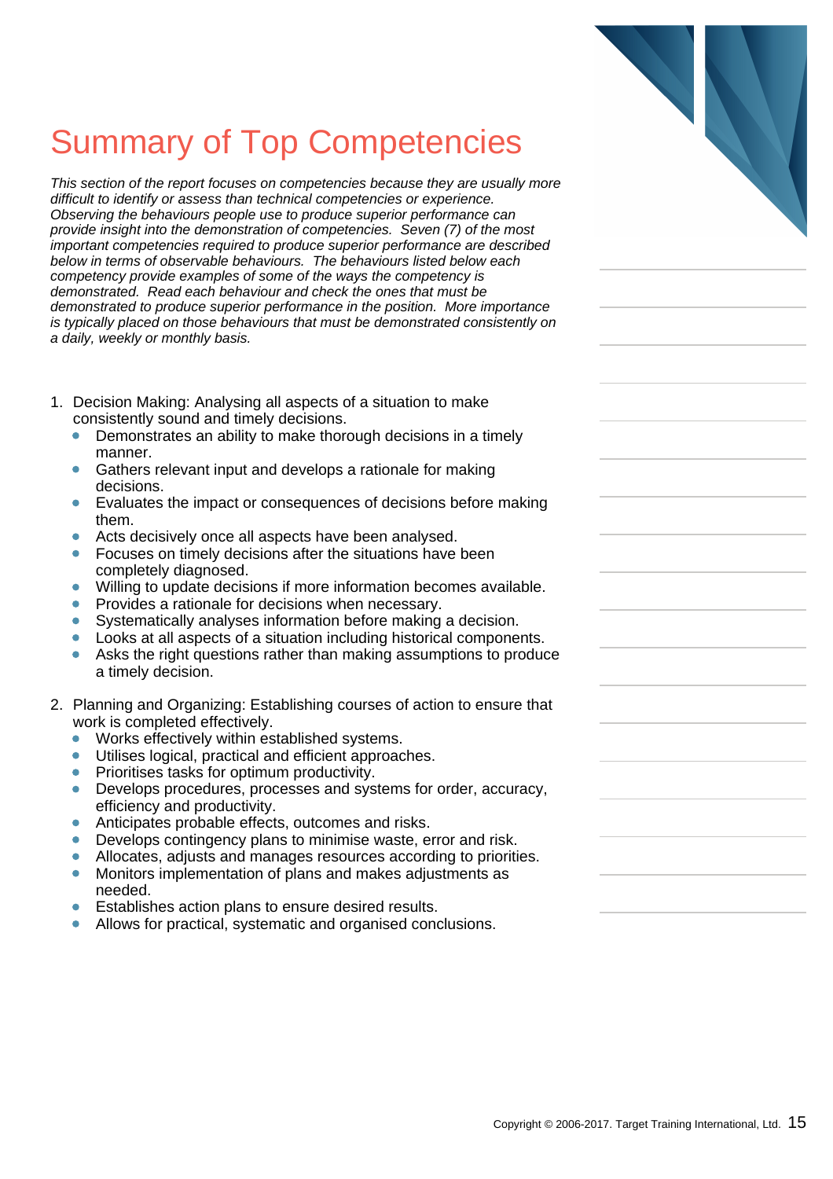# Summary of Top Competencies

*This section of the report focuses on competencies because they are usually more difficult to identify or assess than technical competencies or experience. Observing the behaviours people use to produce superior performance can provide insight into the demonstration of competencies. Seven (7) of the most important competencies required to produce superior performance are described below in terms of observable behaviours. The behaviours listed below each competency provide examples of some of the ways the competency is demonstrated. Read each behaviour and check the ones that must be demonstrated to produce superior performance in the position. More importance is typically placed on those behaviours that must be demonstrated consistently on a daily, weekly or monthly basis.*

1. Decision Making: Analysing all aspects of a situation to make consistently sound and timely decisions.
   - Demonstrates an ability to make thorough decisions in a timely manner.
   - Gathers relevant input and develops a rationale for making decisions.
   - Evaluates the impact or consequences of decisions before making them.
   - Acts decisively once all aspects have been analysed.
   - Focuses on timely decisions after the situations have been completely diagnosed.
   - Willing to update decisions if more information becomes available.
   - Provides a rationale for decisions when necessary.
   - Systematically analyses information before making a decision.
   - Looks at all aspects of a situation including historical components.
   - Asks the right questions rather than making assumptions to produce a timely decision.

2. Planning and Organizing: Establishing courses of action to ensure that work is completed effectively.
   - Works effectively within established systems.
   - Utilises logical, practical and efficient approaches.
   - Prioritises tasks for optimum productivity.
   - Develops procedures, processes and systems for order, accuracy, efficiency and productivity.
   - Anticipates probable effects, outcomes and risks.
   - Develops contingency plans to minimise waste, error and risk.
   - Allocates, adjusts and manages resources according to priorities.
   - Monitors implementation of plans and makes adjustments as needed.
   - Establishes action plans to ensure desired results.
   - Allows for practical, systematic and organised conclusions.

Copyright © 2006-2017. Target Training International, Ltd.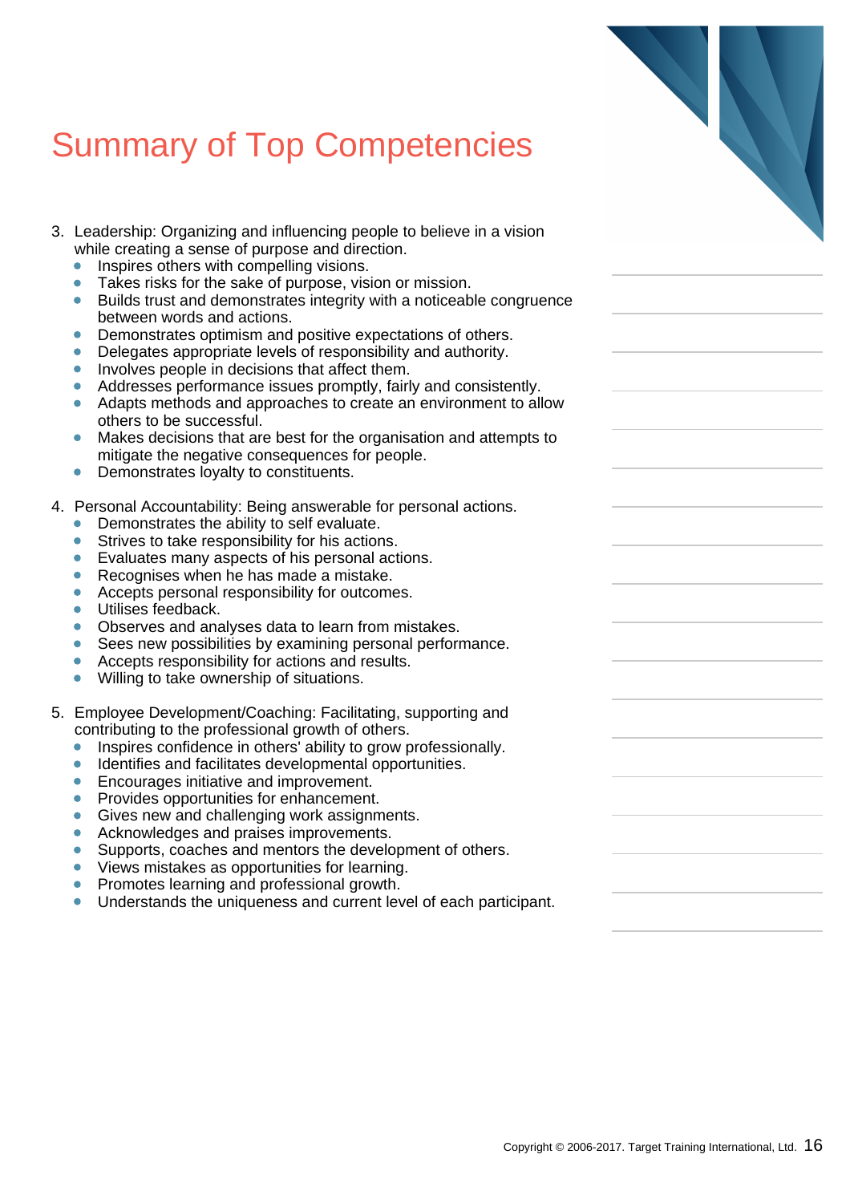# Summary of Top Competencies

3. Leadership: Organizing and influencing people to believe in a vision while creating a sense of purpose and direction.
   - Inspires others with compelling visions.
   - Takes risks for the sake of purpose, vision or mission.
   - Builds trust and demonstrates integrity with a noticeable congruence between words and actions.
   - Demonstrates optimism and positive expectations of others.
   - Delegates appropriate levels of responsibility and authority.
   - Involves people in decisions that affect them.
   - Addresses performance issues promptly, fairly and consistently.
   - Adapts methods and approaches to create an environment to allow others to be successful.
   - Makes decisions that are best for the organisation and attempts to mitigate the negative consequences for people.
   - Demonstrates loyalty to constituents.

4. Personal Accountability: Being answerable for personal actions.
   - Demonstrates the ability to self evaluate.
   - Strives to take responsibility for his actions.
   - Evaluates many aspects of his personal actions.
   - Recognises when he has made a mistake.
   - Accepts personal responsibility for outcomes.
   - Utilises feedback.
   - Observes and analyses data to learn from mistakes.
   - Sees new possibilities by examining personal performance.
   - Accepts responsibility for actions and results.
   - Willing to take ownership of situations.

5. Employee Development/Coaching: Facilitating, supporting and contributing to the professional growth of others.
   - Inspires confidence in others' ability to grow professionally.
   - Identifies and facilitates developmental opportunities.
   - Encourages initiative and improvement.
   - Provides opportunities for enhancement.
   - Gives new and challenging work assignments.
   - Acknowledges and praises improvements.
   - Supports, coaches and mentors the development of others.
   - Views mistakes as opportunities for learning.
   - Promotes learning and professional growth.
   - Understands the uniqueness and current level of each participant.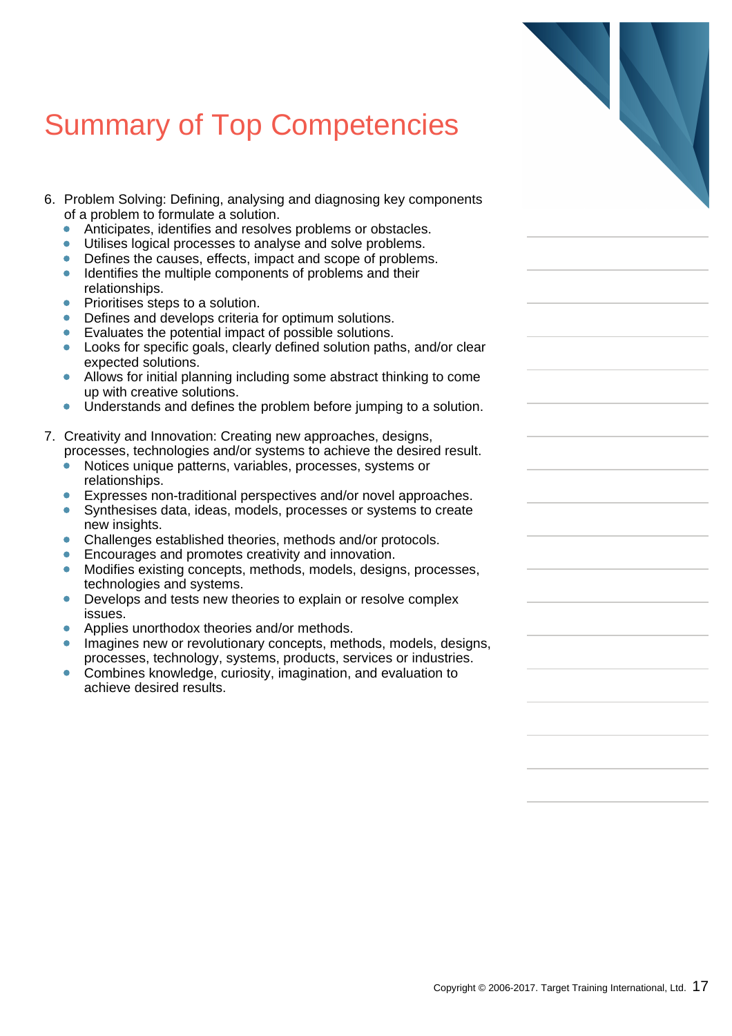# Summary of Top Competencies

6. Problem Solving: Defining, analysing and diagnosing key components of a problem to formulate a solution.
   - Anticipates, identifies and resolves problems or obstacles.
   - Utilises logical processes to analyse and solve problems.
   - Defines the causes, effects, impact and scope of problems.
   - Identifies the multiple components of problems and their relationships.
   - Prioritises steps to a solution.
   - Defines and develops criteria for optimum solutions.
   - Evaluates the potential impact of possible solutions.
   - Looks for specific goals, clearly defined solution paths, and/or clear expected solutions.
   - Allows for initial planning including some abstract thinking to come up with creative solutions.
   - Understands and defines the problem before jumping to a solution.

7. Creativity and Innovation: Creating new approaches, designs, processes, technologies and/or systems to achieve the desired result.
   - Notices unique patterns, variables, processes, systems or relationships.
   - Expresses non-traditional perspectives and/or novel approaches.
   - Synthesises data, ideas, models, processes or systems to create new insights.
   - Challenges established theories, methods and/or protocols.
   - Encourages and promotes creativity and innovation.
   - Modifies existing concepts, methods, models, designs, processes, technologies and systems.
   - Develops and tests new theories to explain or resolve complex issues.
   - Applies unorthodox theories and/or methods.
   - Imagines new or revolutionary concepts, methods, models, designs, processes, technology, systems, products, services or industries.
   - Combines knowledge, curiosity, imagination, and evaluation to achieve desired results.

Copyright © 2006-2017. Target Training International, Ltd.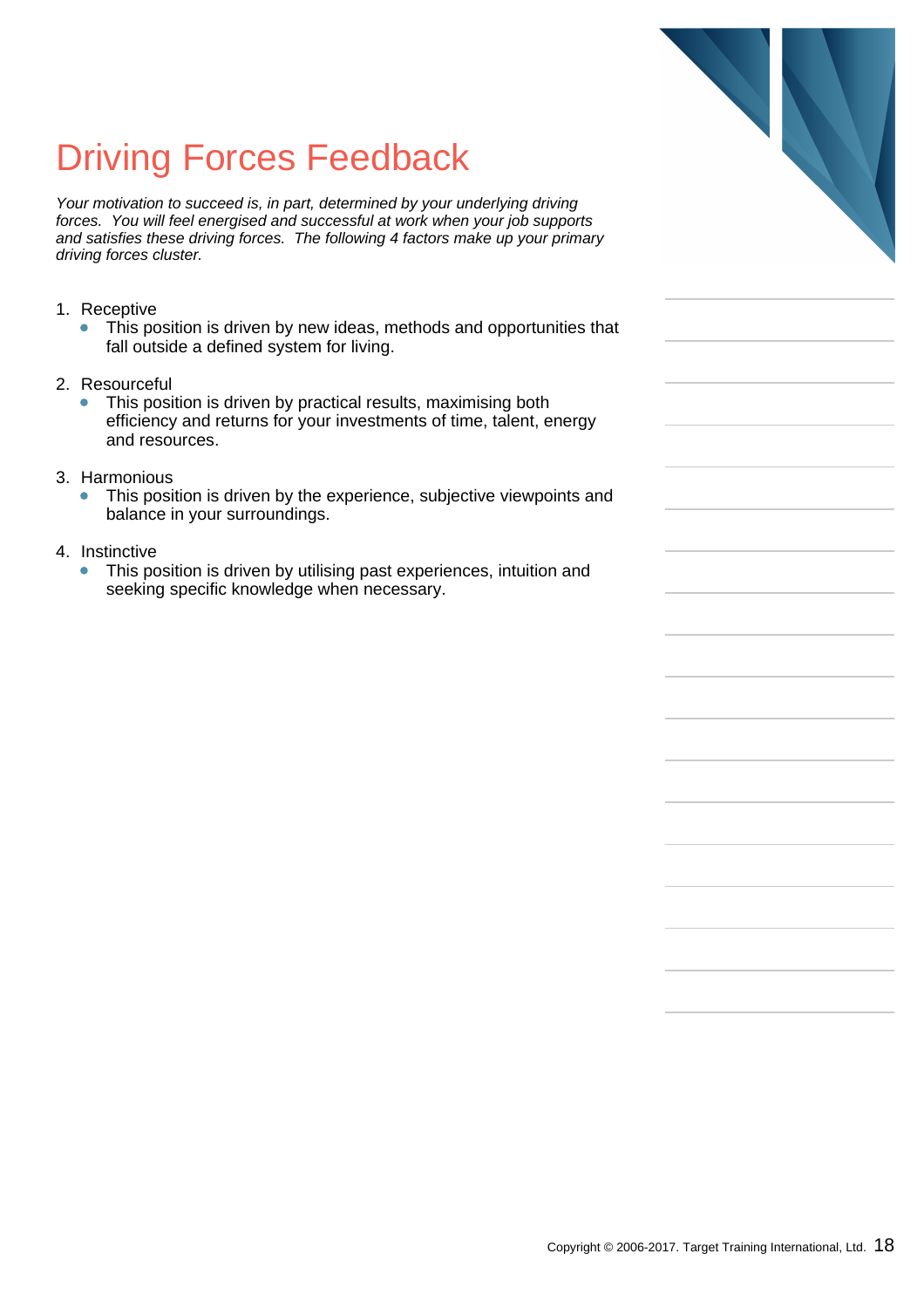# Driving Forces Feedback

*Your motivation to succeed is, in part, determined by your underlying driving forces. You will feel energised and successful at work when your job supports and satisfies these driving forces. The following 4 factors make up your primary driving forces cluster.*

1. Receptive
   - This position is driven by new ideas, methods and opportunities that fall outside a defined system for living.
2. Resourceful
   - This position is driven by practical results, maximising both efficiency and returns for your investments of time, talent, energy and resources.
3. Harmonious
   - This position is driven by the experience, subjective viewpoints and balance in your surroundings.
4. Instinctive
   - This position is driven by utilising past experiences, intuition and seeking specific knowledge when necessary.

Copyright © 2006-2017. Target Training International, Ltd.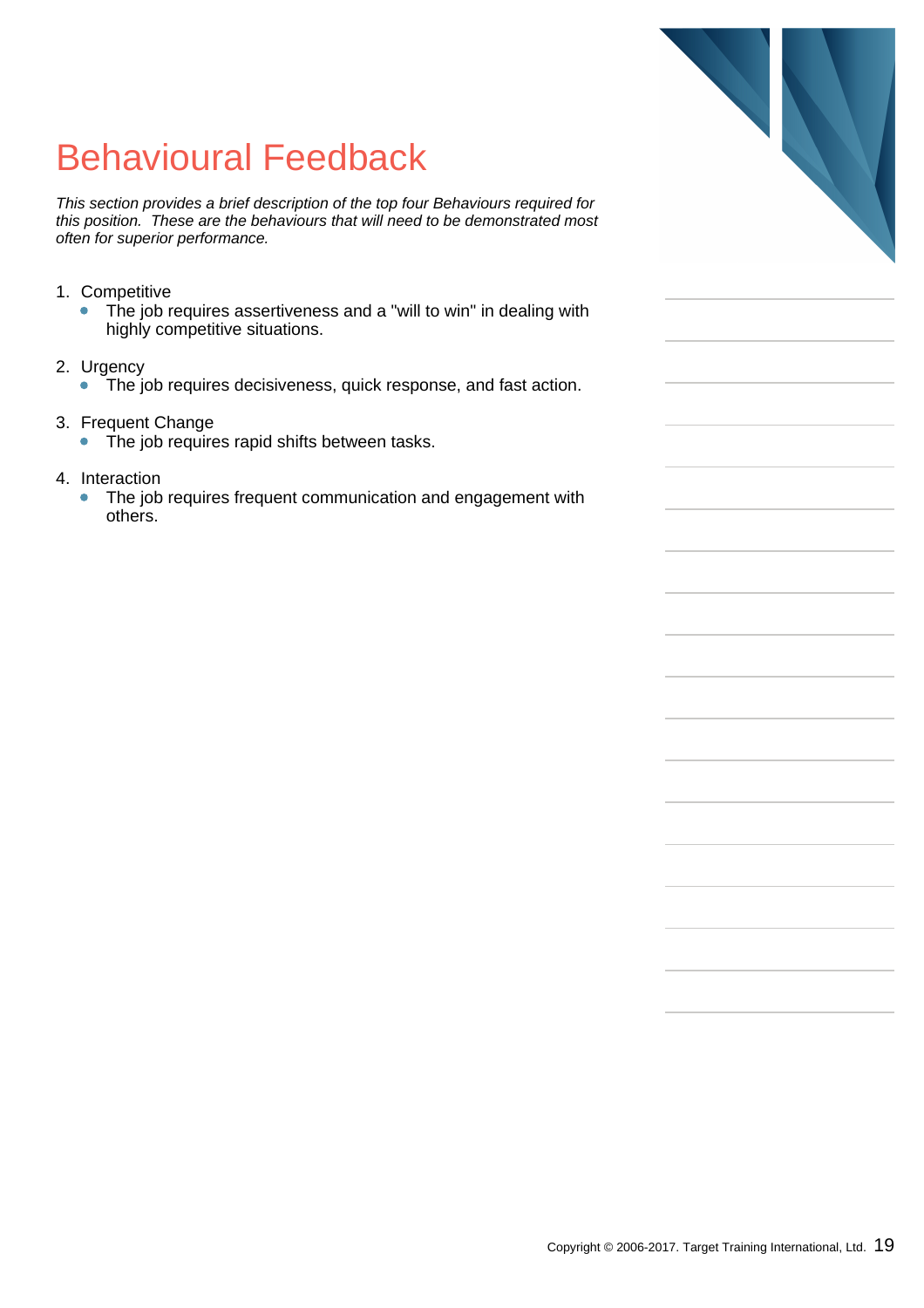# Behavioural Feedback

*This section provides a brief description of the top four Behaviours required for this position. These are the behaviours that will need to be demonstrated most often for superior performance.*

1. Competitive
   - The job requires assertiveness and a "will to win" in dealing with highly competitive situations.
2. Urgency
   - The job requires decisiveness, quick response, and fast action.
3. Frequent Change
   - The job requires rapid shifts between tasks.
4. Interaction
   - The job requires frequent communication and engagement with others.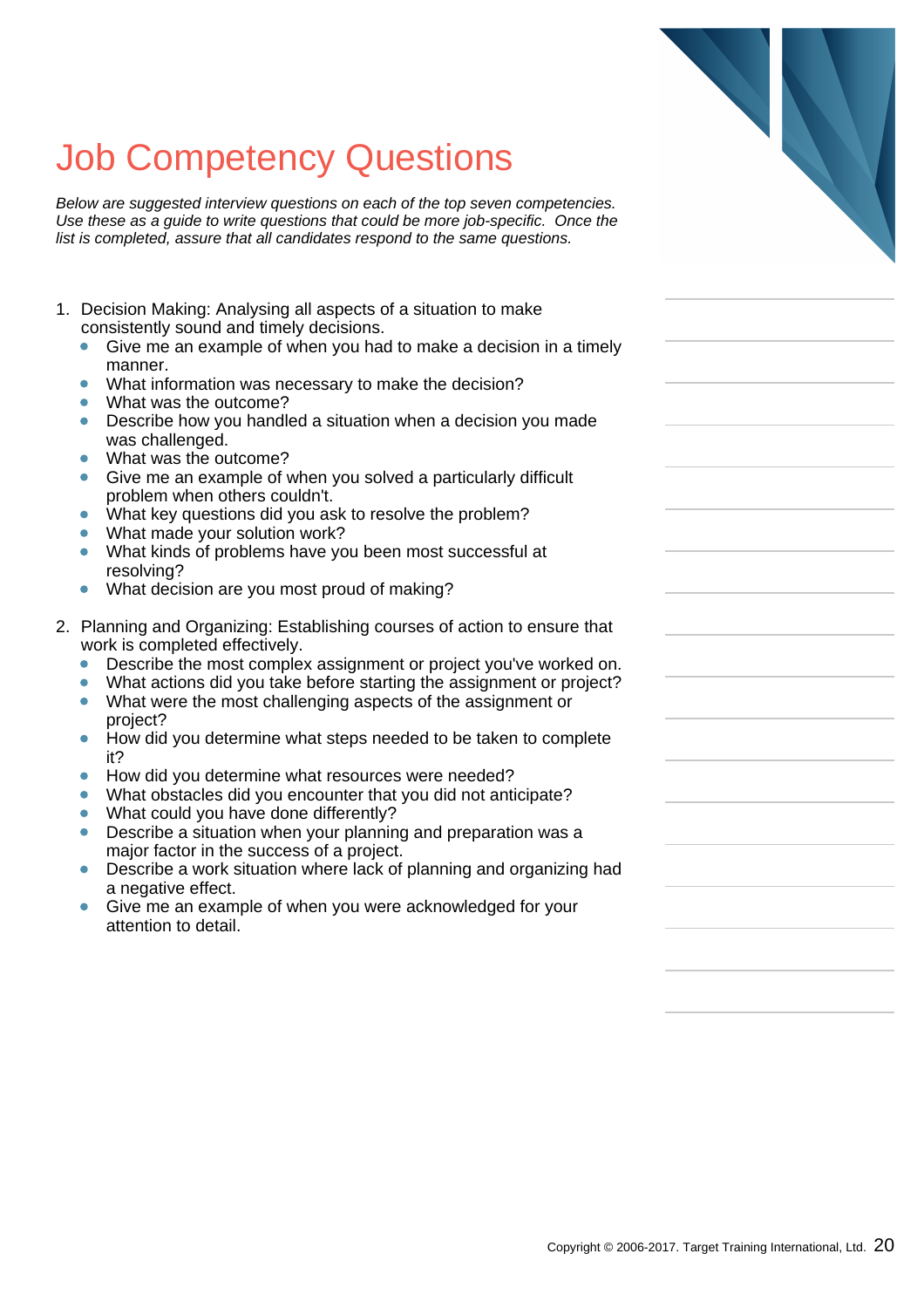# Job Competency Questions

*Below are suggested interview questions on each of the top seven competencies. Use these as a guide to write questions that could be more job-specific. Once the list is completed, assure that all candidates respond to the same questions.*

1. Decision Making: Analysing all aspects of a situation to make consistently sound and timely decisions.
   - Give me an example of when you had to make a decision in a timely manner.
   - What information was necessary to make the decision?
   - What was the outcome?
   - Describe how you handled a situation when a decision you made was challenged.
   - What was the outcome?
   - Give me an example of when you solved a particularly difficult problem when others couldn't.
   - What key questions did you ask to resolve the problem?
   - What made your solution work?
   - What kinds of problems have you been most successful at resolving?
   - What decision are you most proud of making?

2. Planning and Organizing: Establishing courses of action to ensure that work is completed effectively.
   - Describe the most complex assignment or project you've worked on.
   - What actions did you take before starting the assignment or project?
   - What were the most challenging aspects of the assignment or project?
   - How did you determine what steps needed to be taken to complete it?
   - How did you determine what resources were needed?
   - What obstacles did you encounter that you did not anticipate?
   - What could you have done differently?
   - Describe a situation when your planning and preparation was a major factor in the success of a project.
   - Describe a work situation where lack of planning and organizing had a negative effect.
   - Give me an example of when you were acknowledged for your attention to detail.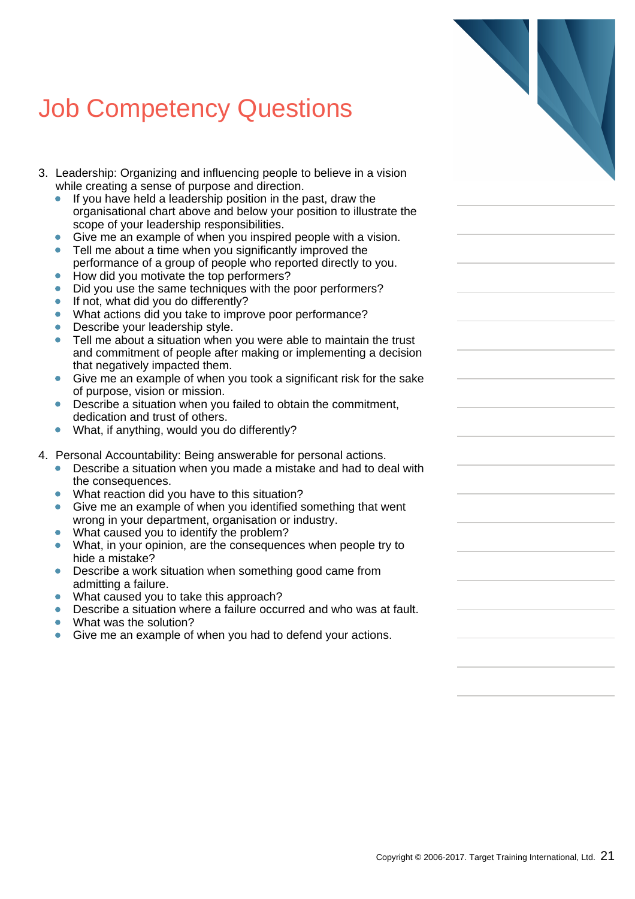# Job Competency Questions

3. Leadership: Organizing and influencing people to believe in a vision while creating a sense of purpose and direction.
   - If you have held a leadership position in the past, draw the organisational chart above and below your position to illustrate the scope of your leadership responsibilities.
   - Give me an example of when you inspired people with a vision.
   - Tell me about a time when you significantly improved the performance of a group of people who reported directly to you.
   - How did you motivate the top performers?
   - Did you use the same techniques with the poor performers?
   - If not, what did you do differently?
   - What actions did you take to improve poor performance?
   - Describe your leadership style.
   - Tell me about a situation when you were able to maintain the trust and commitment of people after making or implementing a decision that negatively impacted them.
   - Give me an example of when you took a significant risk for the sake of purpose, vision or mission.
   - Describe a situation when you failed to obtain the commitment, dedication and trust of others.
   - What, if anything, would you do differently?

4. Personal Accountability: Being answerable for personal actions.
   - Describe a situation when you made a mistake and had to deal with the consequences.
   - What reaction did you have to this situation?
   - Give me an example of when you identified something that went wrong in your department, organisation or industry.
   - What caused you to identify the problem?
   - What, in your opinion, are the consequences when people try to hide a mistake?
   - Describe a work situation when something good came from admitting a failure.
   - What caused you to take this approach?
   - Describe a situation where a failure occurred and who was at fault.
   - What was the solution?
   - Give me an example of when you had to defend your actions.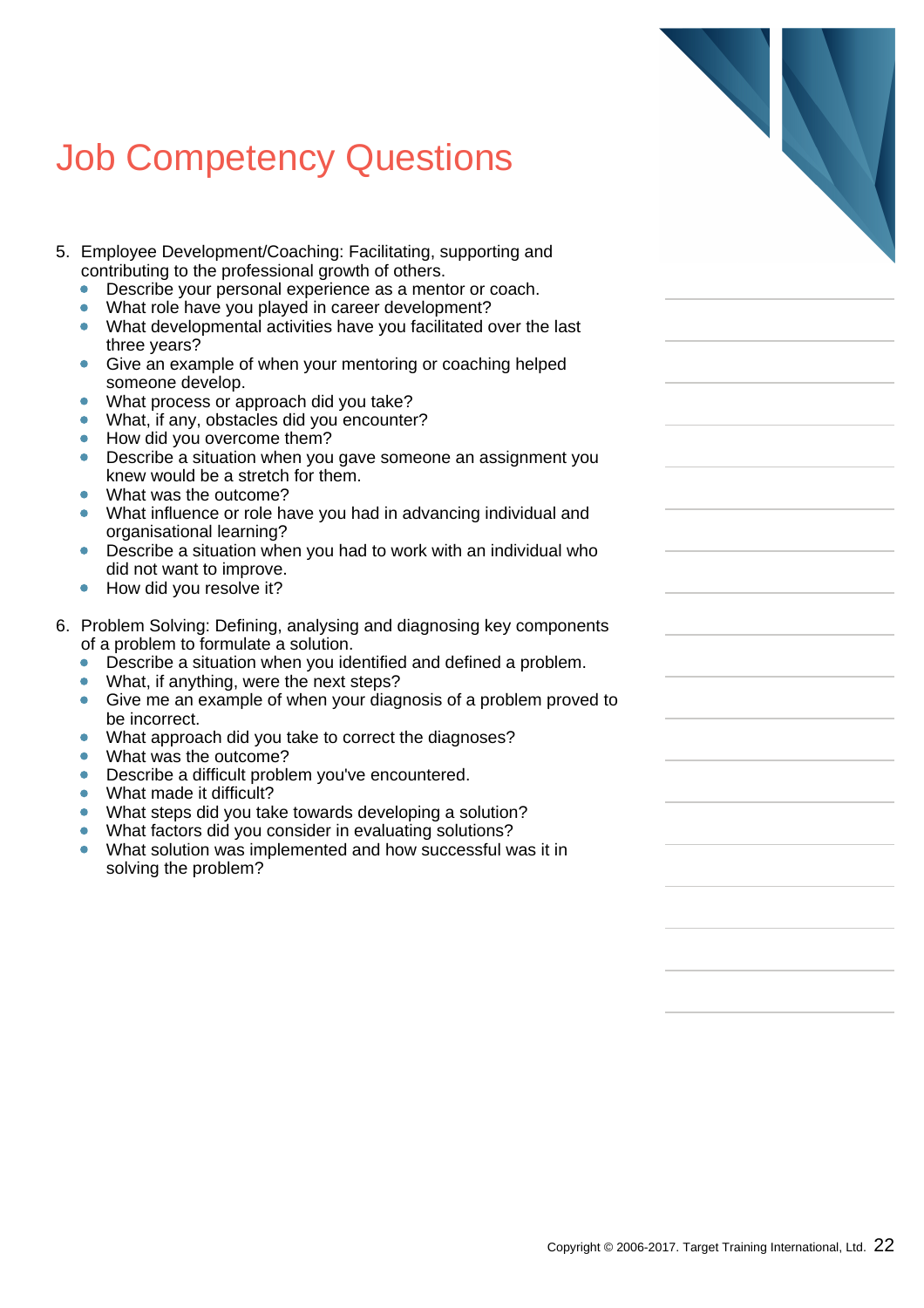# Job Competency Questions

5. Employee Development/Coaching: Facilitating, supporting and contributing to the professional growth of others.
   - Describe your personal experience as a mentor or coach.
   - What role have you played in career development?
   - What developmental activities have you facilitated over the last three years?
   - Give an example of when your mentoring or coaching helped someone develop.
   - What process or approach did you take?
   - What, if any, obstacles did you encounter?
   - How did you overcome them?
   - Describe a situation when you gave someone an assignment you knew would be a stretch for them.
   - What was the outcome?
   - What influence or role have you had in advancing individual and organisational learning?
   - Describe a situation when you had to work with an individual who did not want to improve.
   - How did you resolve it?

6. Problem Solving: Defining, analysing and diagnosing key components of a problem to formulate a solution.
   - Describe a situation when you identified and defined a problem.
   - What, if anything, were the next steps?
   - Give me an example of when your diagnosis of a problem proved to be incorrect.
   - What approach did you take to correct the diagnoses?
   - What was the outcome?
   - Describe a difficult problem you've encountered.
   - What made it difficult?
   - What steps did you take towards developing a solution?
   - What factors did you consider in evaluating solutions?
   - What solution was implemented and how successful was it in solving the problem?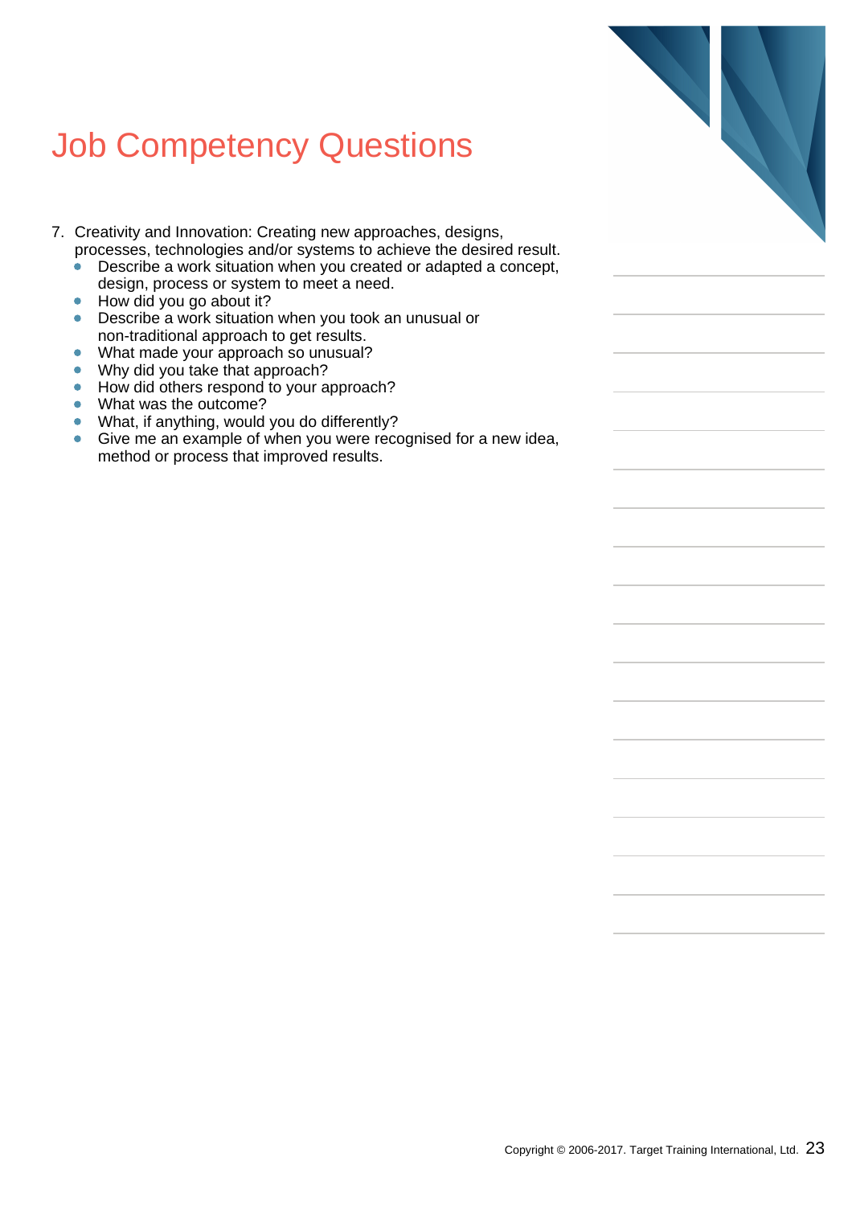# Job Competency Questions

7. Creativity and Innovation: Creating new approaches, designs, processes, technologies and/or systems to achieve the desired result.
   - Describe a work situation when you created or adapted a concept, design, process or system to meet a need.
   - How did you go about it?
   - Describe a work situation when you took an unusual or non-traditional approach to get results.
   - What made your approach so unusual?
   - Why did you take that approach?
   - How did others respond to your approach?
   - What was the outcome?
   - What, if anything, would you do differently?
   - Give me an example of when you were recognised for a new idea, method or process that improved results.

Copyright © 2006-2017. Target Training International, Ltd.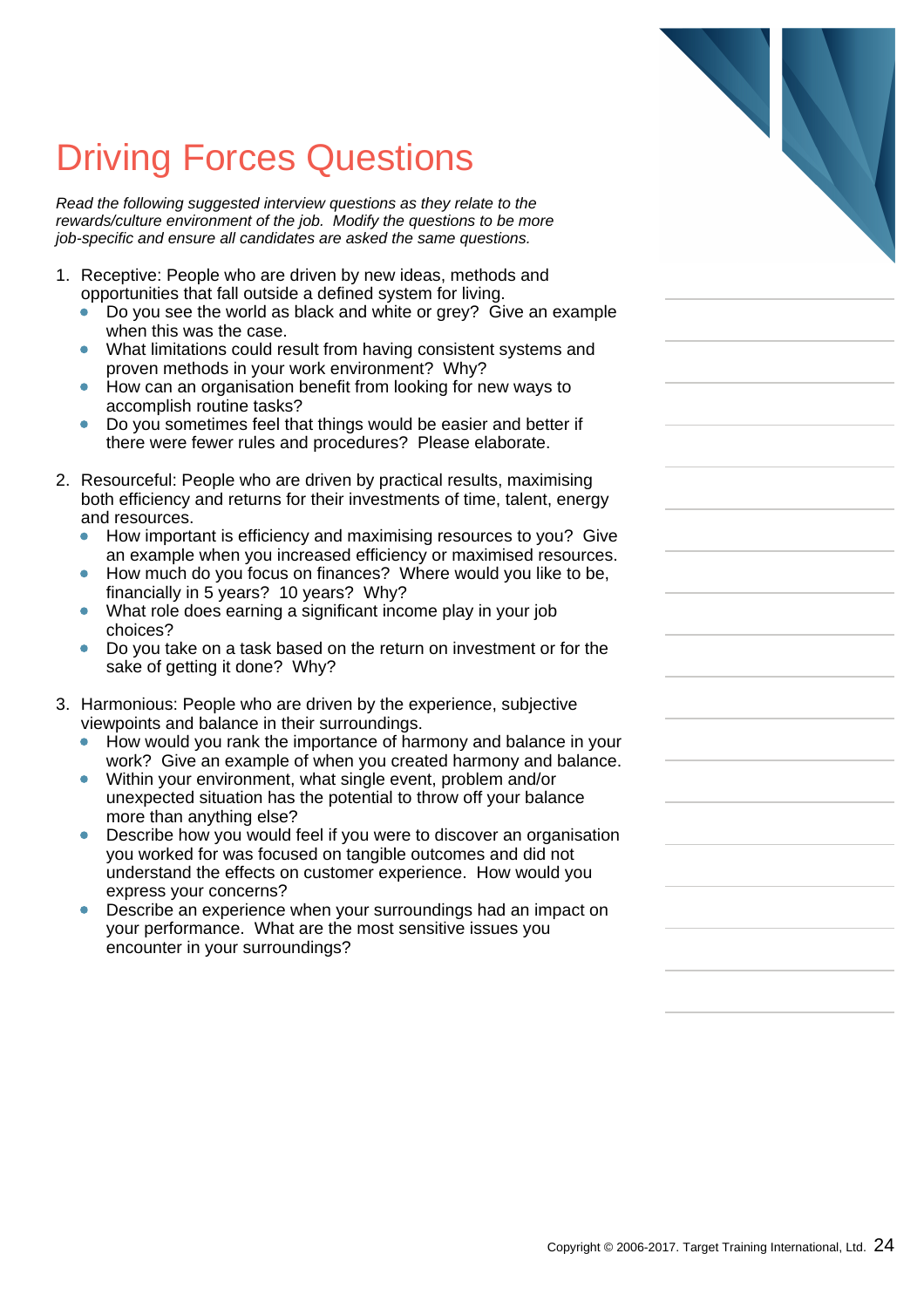# Driving Forces Questions

*Read the following suggested interview questions as they relate to the rewards/culture environment of the job. Modify the questions to be more job-specific and ensure all candidates are asked the same questions.*

1. Receptive: People who are driven by new ideas, methods and opportunities that fall outside a defined system for living.
   - Do you see the world as black and white or grey? Give an example when this was the case.
   - What limitations could result from having consistent systems and proven methods in your work environment? Why?
   - How can an organisation benefit from looking for new ways to accomplish routine tasks?
   - Do you sometimes feel that things would be easier and better if there were fewer rules and procedures? Please elaborate.

2. Resourceful: People who are driven by practical results, maximising both efficiency and returns for their investments of time, talent, energy and resources.
   - How important is efficiency and maximising resources to you? Give an example when you increased efficiency or maximised resources.
   - How much do you focus on finances? Where would you like to be, financially in 5 years? 10 years? Why?
   - What role does earning a significant income play in your job choices?
   - Do you take on a task based on the return on investment or for the sake of getting it done? Why?

3. Harmonious: People who are driven by the experience, subjective viewpoints and balance in their surroundings.
   - How would you rank the importance of harmony and balance in your work? Give an example of when you created harmony and balance.
   - Within your environment, what single event, problem and/or unexpected situation has the potential to throw off your balance more than anything else?
   - Describe how you would feel if you were to discover an organisation you worked for was focused on tangible outcomes and did not understand the effects on customer experience. How would you express your concerns?
   - Describe an experience when your surroundings had an impact on your performance. What are the most sensitive issues you encounter in your surroundings?

Copyright © 2006-2017. Target Training International, Ltd.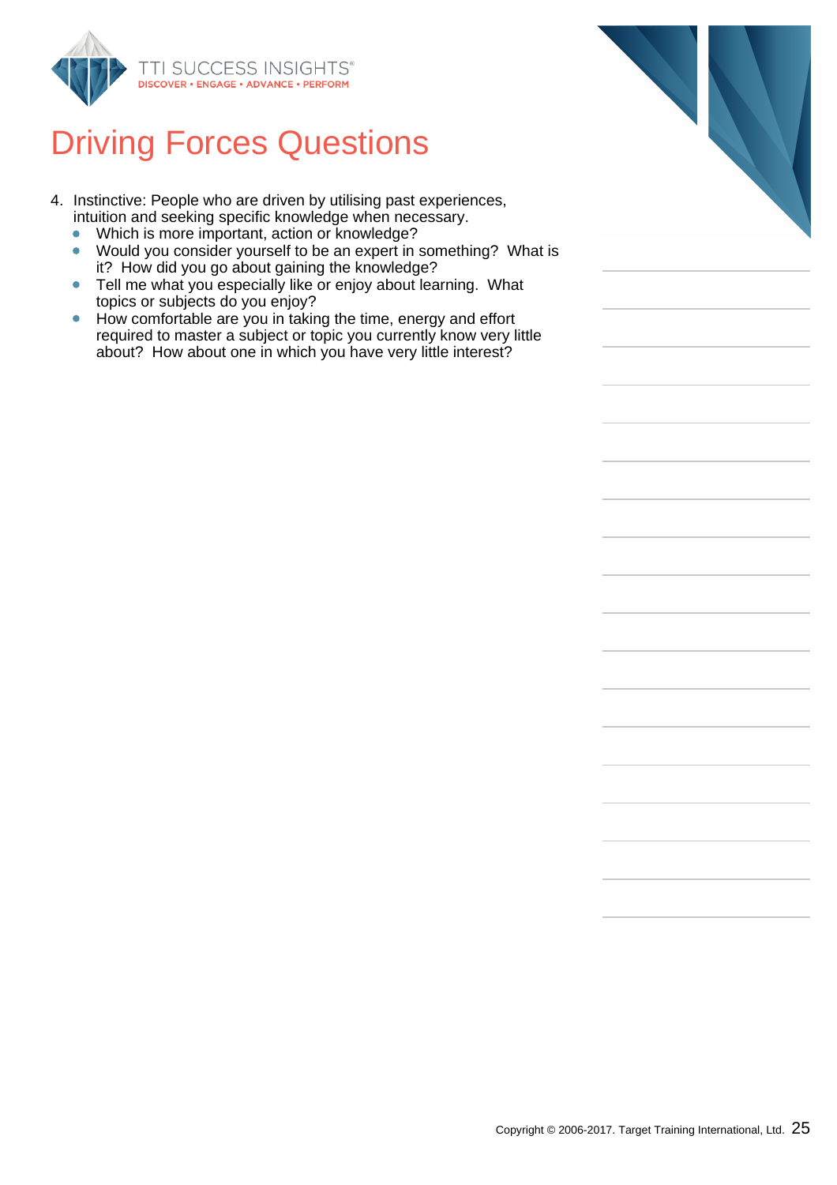# Driving Forces Questions

4. Instinctive: People who are driven by utilising past experiences, intuition and seeking specific knowledge when necessary.
   - Which is more important, action or knowledge?
   - Would you consider yourself to be an expert in something? What is it? How did you go about gaining the knowledge?
   - Tell me what you especially like or enjoy about learning. What topics or subjects do you enjoy?
   - How comfortable are you in taking the time, energy and effort required to master a subject or topic you currently know very little about? How about one in which you have very little interest?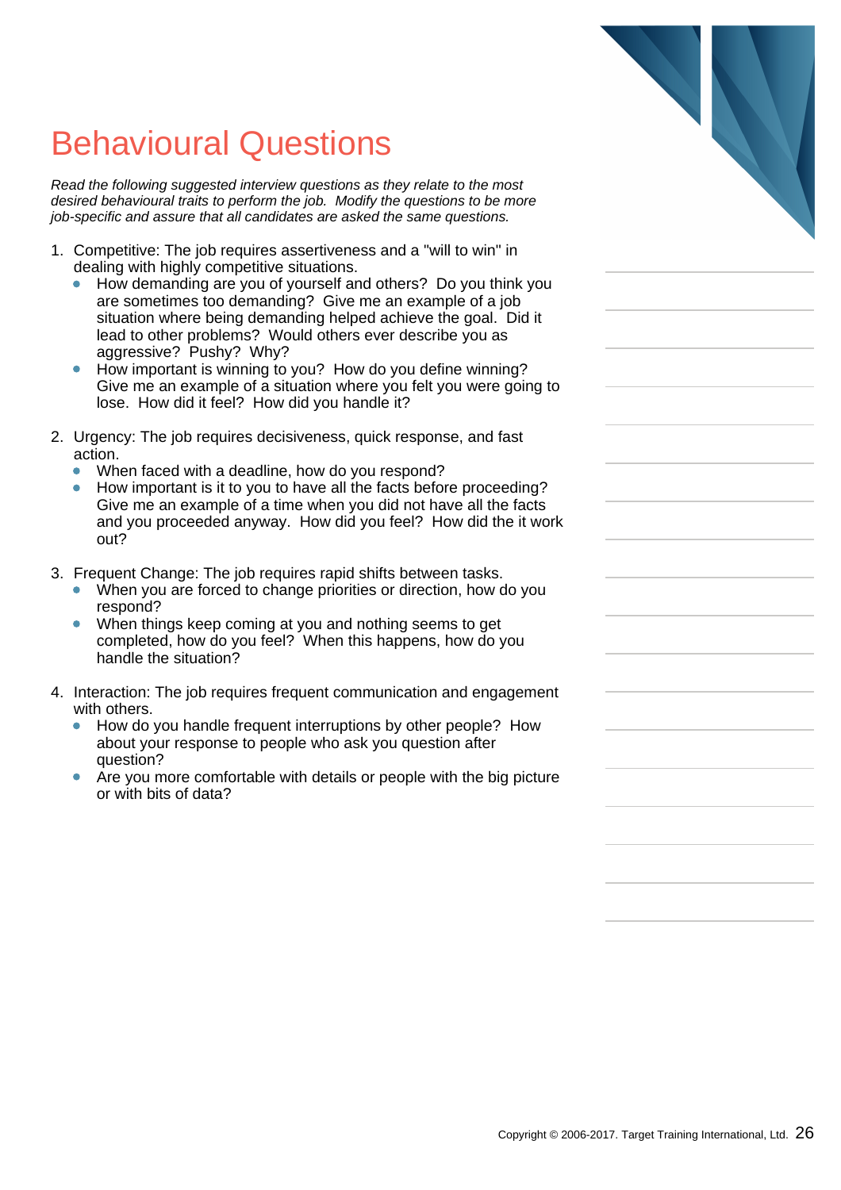# Behavioural Questions

*Read the following suggested interview questions as they relate to the most desired behavioural traits to perform the job. Modify the questions to be more job-specific and assure that all candidates are asked the same questions.*

1. Competitive: The job requires assertiveness and a "will to win" in dealing with highly competitive situations.
   - How demanding are you of yourself and others? Do you think you are sometimes too demanding? Give me an example of a job situation where being demanding helped achieve the goal. Did it lead to other problems? Would others ever describe you as aggressive? Pushy? Why?
   - How important is winning to you? How do you define winning? Give me an example of a situation where you felt you were going to lose. How did it feel? How did you handle it?

2. Urgency: The job requires decisiveness, quick response, and fast action.
   - When faced with a deadline, how do you respond?
   - How important is it to you to have all the facts before proceeding? Give me an example of a time when you did not have all the facts and you proceeded anyway. How did you feel? How did the it work out?

3. Frequent Change: The job requires rapid shifts between tasks.
   - When you are forced to change priorities or direction, how do you respond?
   - When things keep coming at you and nothing seems to get completed, how do you feel? When this happens, how do you handle the situation?

4. Interaction: The job requires frequent communication and engagement with others.
   - How do you handle frequent interruptions by other people? How about your response to people who ask you question after question?
   - Are you more comfortable with details or people with the big picture or with bits of data?

Copyright © 2006-2017. Target Training International, Ltd.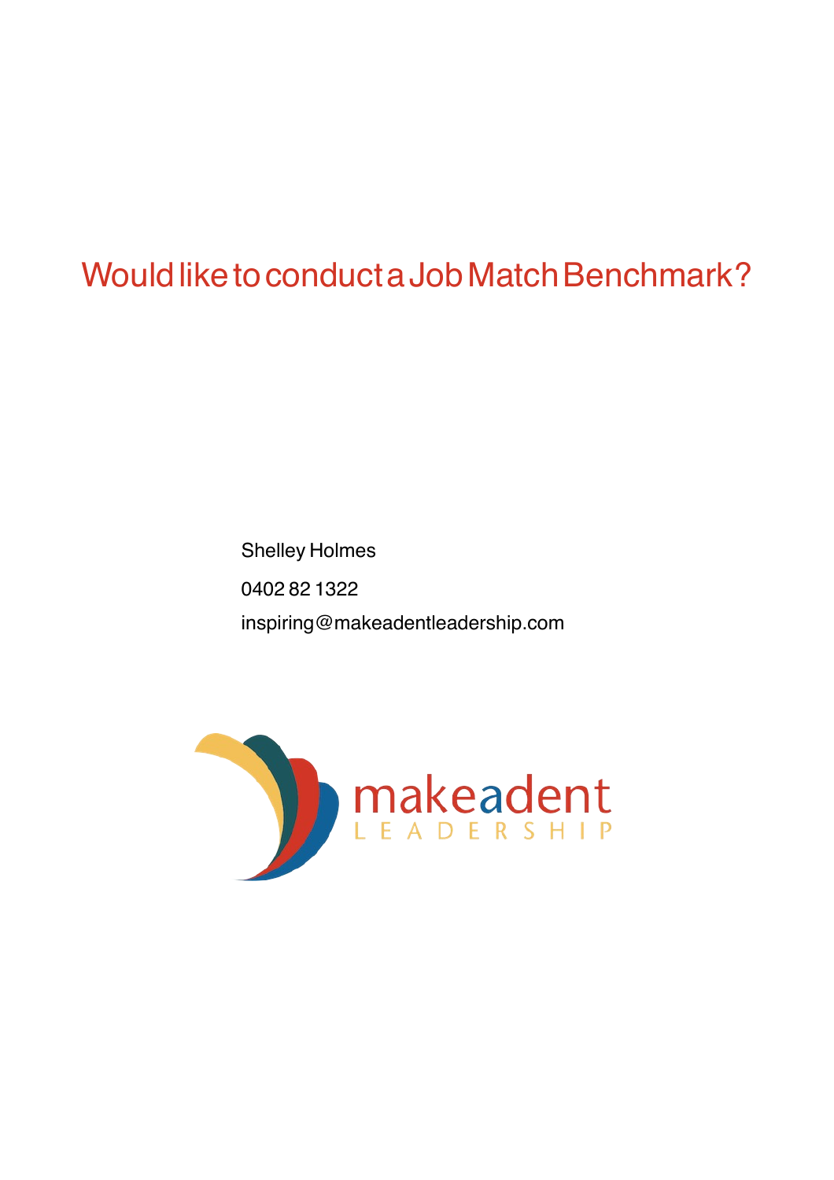# Would like to conduct a Job Match Benchmark?

Shelley Holmes

0402 82 1322

inspiring@makeadentleadership.com

makeadent
LEADERSHIP